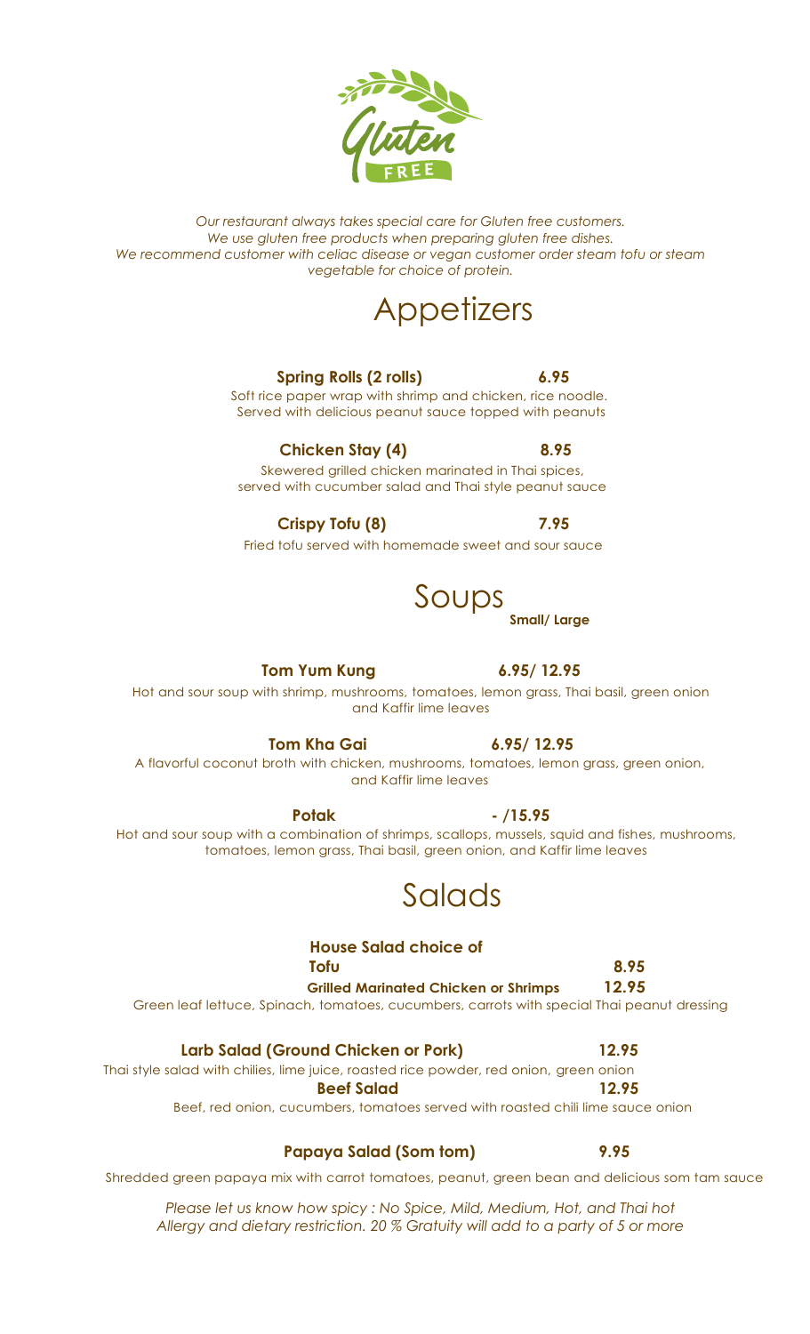Gluten FREE

*Our restaurant always takes special care for Gluten free customers.*
*We use gluten free products when preparing gluten free dishes.*
*We recommend customer with celiac disease or vegan customer order steam tofu or steam vegetable for choice of protein.*

# Appetizers

**Spring Rolls (2 rolls)** **6.95**

Soft rice paper wrap with shrimp and chicken, rice noodle. Served with delicious peanut sauce topped with peanuts

**Chicken Stay (4)** **8.95**

Skewered grilled chicken marinated in Thai spices, served with cucumber salad and Thai style peanut sauce

**Crispy Tofu (8)** **7.95**

Fried tofu served with homemade sweet and sour sauce

# Soups

**Small/ Large**

**Tom Yum Kung** **6.95/ 12.95**

Hot and sour soup with shrimp, mushrooms, tomatoes, lemon grass, Thai basil, green onion and Kaffir lime leaves

**Tom Kha Gai** **6.95/ 12.95**

A flavorful coconut broth with chicken, mushrooms, tomatoes, lemon grass, green onion, and Kaffir lime leaves

**Potak** **- /15.95**

Hot and sour soup with a combination of shrimps, scallops, mussels, squid and fishes, mushrooms, tomatoes, lemon grass, Thai basil, green onion, and Kaffir lime leaves

# Salads

**House Salad choice of**

**Tofu** **8.95**

**Grilled Marinated Chicken or Shrimps** **12.95**

Green leaf lettuce, Spinach, tomatoes, cucumbers, carrots with special Thai peanut dressing

**Larb Salad (Ground Chicken or Pork)** **12.95**

Thai style salad with chilies, lime juice, roasted rice powder, red onion, green onion

**Beef Salad** **12.95**

Beef, red onion, cucumbers, tomatoes served with roasted chili lime sauce onion

**Papaya Salad (Som tom)** **9.95**

Shredded green papaya mix with carrot tomatoes, peanut, green bean and delicious som tam sauce

*Please let us know how spicy : No Spice, Mild, Medium, Hot, and Thai hot*
*Allergy and dietary restriction. 20 % Gratuity will add to a party of 5 or more*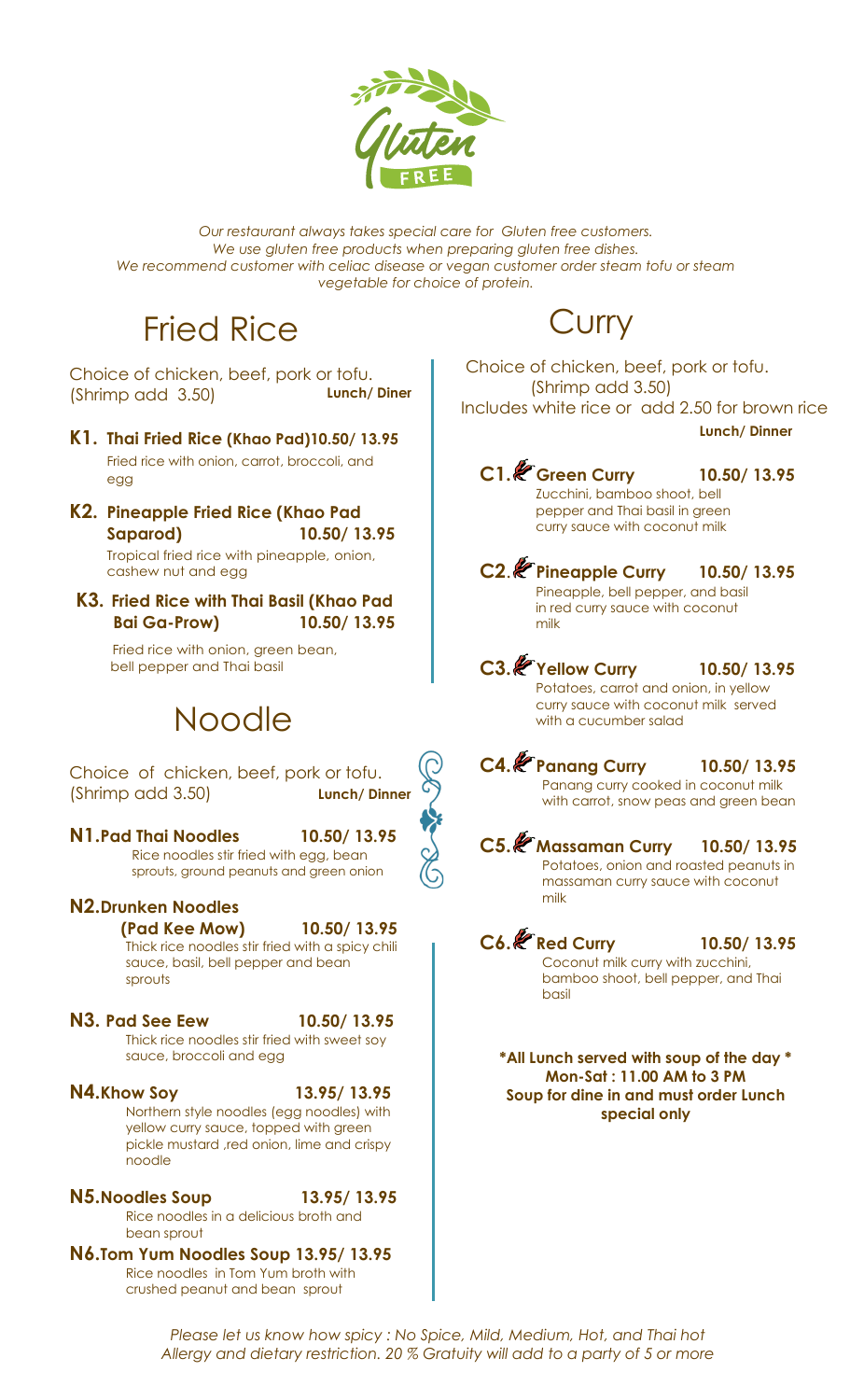Gluten FREE

*Our restaurant always takes special care for Gluten free customers.*
*We use gluten free products when preparing gluten free dishes.*
*We recommend customer with celiac disease or vegan customer order steam tofu or steam vegetable for choice of protein.*

# Fried Rice

Choice of chicken, beef, pork or tofu.
(Shrimp add 3.50) **Lunch/ Diner**

**K1. Thai Fried Rice (Khao Pad) 10.50/ 13.95**
Fried rice with onion, carrot, broccoli, and egg

**K2. Pineapple Fried Rice (Khao Pad Saparod) 10.50/ 13.95**
Tropical fried rice with pineapple, onion, cashew nut and egg

**K3. Fried Rice with Thai Basil (Khao Pad Bai Ga-Prow) 10.50/ 13.95**
Fried rice with onion, green bean, bell pepper and Thai basil

# Noodle

Choice of chicken, beef, pork or tofu.
(Shrimp add 3.50) **Lunch/ Dinner**

**N1. Pad Thai Noodles 10.50/ 13.95**
Rice noodles stir fried with egg, bean sprouts, ground peanuts and green onion

**N2. Drunken Noodles (Pad Kee Mow) 10.50/ 13.95**
Thick rice noodles stir fried with a spicy chili sauce, basil, bell pepper and bean sprouts

**N3. Pad See Eew 10.50/ 13.95**
Thick rice noodles stir fried with sweet soy sauce, broccoli and egg

**N4. Khow Soy 13.95/ 13.95**
Northern style noodles (egg noodles) with yellow curry sauce, topped with green pickle mustard ,red onion, lime and crispy noodle

**N5. Noodles Soup 13.95/ 13.95**
Rice noodles in a delicious broth and bean sprout

**N6. Tom Yum Noodles Soup 13.95/ 13.95**
Rice noodles in Tom Yum broth with crushed peanut and bean sprout

# Curry

Choice of chicken, beef, pork or tofu.
(Shrimp add 3.50)
Includes white rice or add 2.50 for brown rice
**Lunch/ Dinner**

**C1. Green Curry 10.50/ 13.95**
Zucchini, bamboo shoot, bell pepper and Thai basil in green curry sauce with coconut milk

**C2. Pineapple Curry 10.50/ 13.95**
Pineapple, bell pepper, and basil in red curry sauce with coconut milk

**C3. Yellow Curry 10.50/ 13.95**
Potatoes, carrot and onion, in yellow curry sauce with coconut milk served with a cucumber salad

**C4. Panang Curry 10.50/ 13.95**
Panang curry cooked in coconut milk with carrot, snow peas and green bean

**C5. Massaman Curry 10.50/ 13.95**
Potatoes, onion and roasted peanuts in massaman curry sauce with coconut milk

**C6. Red Curry 10.50/ 13.95**
Coconut milk curry with zucchini, bamboo shoot, bell pepper, and Thai basil

**\*All Lunch served with soup of the day \***
**Mon-Sat : 11.00 AM to 3 PM**
**Soup for dine in and must order Lunch special only**

*Please let us know how spicy : No Spice, Mild, Medium, Hot, and Thai hot*
*Allergy and dietary restriction. 20 % Gratuity will add to a party of 5 or more*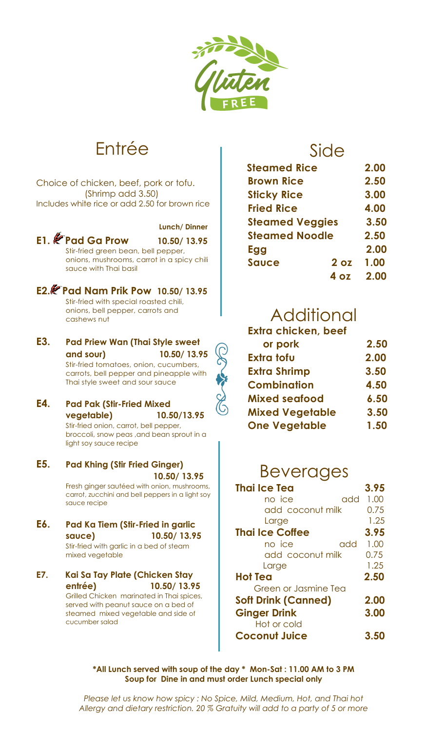Gluten FREE

# Entrée

Choice of chicken, beef, pork or tofu.
(Shrimp add 3.50)
Includes white rice or add 2.50 for brown rice

**Lunch/ Dinner**

**E1. Pad Ga Prow** **10.50/ 13.95**
Stir-fried green bean, bell pepper, onions, mushrooms, carrot in a spicy chili sauce with Thai basil

**E2. Pad Nam Prik Pow** **10.50/ 13.95**
Stir-fried with special roasted chili, onions, bell pepper, carrots and cashews nut

**E3. Pad Priew Wan (Thai Style sweet and sour)** **10.50/ 13.95**
Stir-fried tomatoes, onion, cucumbers, carrots, bell pepper and pineapple with Thai style sweet and sour sauce

**E4. Pad Pak (Stir-Fried Mixed vegetable)** **10.50/13.95**
Stir-fried onion, carrot, bell pepper, broccoli, snow peas ,and bean sprout in a light soy sauce recipe

**E5. Pad Khing (Stir Fried Ginger)** **10.50/ 13.95**
Fresh ginger sautéed with onion, mushrooms, carrot, zucchini and bell peppers in a light soy sauce recipe

**E6. Pad Ka Tiem (Stir-Fried in garlic sauce)** **10.50/ 13.95**
Stir-fried with garlic in a bed of steam mixed vegetable

**E7. Kai Sa Tay Plate (Chicken Stay entrée)** **10.50/ 13.95**
Grilled Chicken marinated in Thai spices, served with peanut sauce on a bed of steamed mixed vegetable and side of cucumber salad

# Side

| Item | | Price |
|---|---|---|
| **Steamed Rice** | | **2.00** |
| **Brown Rice** | | **2.50** |
| **Sticky Rice** | | **3.00** |
| **Fried Rice** | | **4.00** |
| **Steamed Veggies** | | **3.50** |
| **Steamed Noodle** | | **2.50** |
| **Egg** | | **2.00** |
| **Sauce** | **2 oz** | **1.00** |
| | **4 oz** | **2.00** |

# Additional

| Item | Price |
|---|---|
| **Extra chicken, beef or pork** | **2.50** |
| **Extra tofu** | **2.00** |
| **Extra Shrimp** | **3.50** |
| **Combination** | **4.50** |
| **Mixed seafood** | **6.50** |
| **Mixed Vegetable** | **3.50** |
| **One Vegetable** | **1.50** |

# Beverages

| Item | Price |
|---|---|
| **Thai Ice Tea** | **3.95** |
| no ice add | 1.00 |
| add coconut milk | 0.75 |
| Large | 1.25 |
| **Thai Ice Coffee** | **3.95** |
| no ice add | 1.00 |
| add coconut milk | 0.75 |
| Large | 1.25 |
| **Hot Tea** (Green or Jasmine Tea) | **2.50** |
| **Soft Drink (Canned)** | **2.00** |
| **Ginger Drink** (Hot or cold) | **3.00** |
| **Coconut Juice** | **3.50** |

**\*All Lunch served with soup of the day \* Mon-Sat : 11.00 AM to 3 PM**
**Soup for Dine in and must order Lunch special only**

*Please let us know how spicy : No Spice, Mild, Medium, Hot, and Thai hot*
*Allergy and dietary restriction. 20 % Gratuity will add to a party of 5 or more*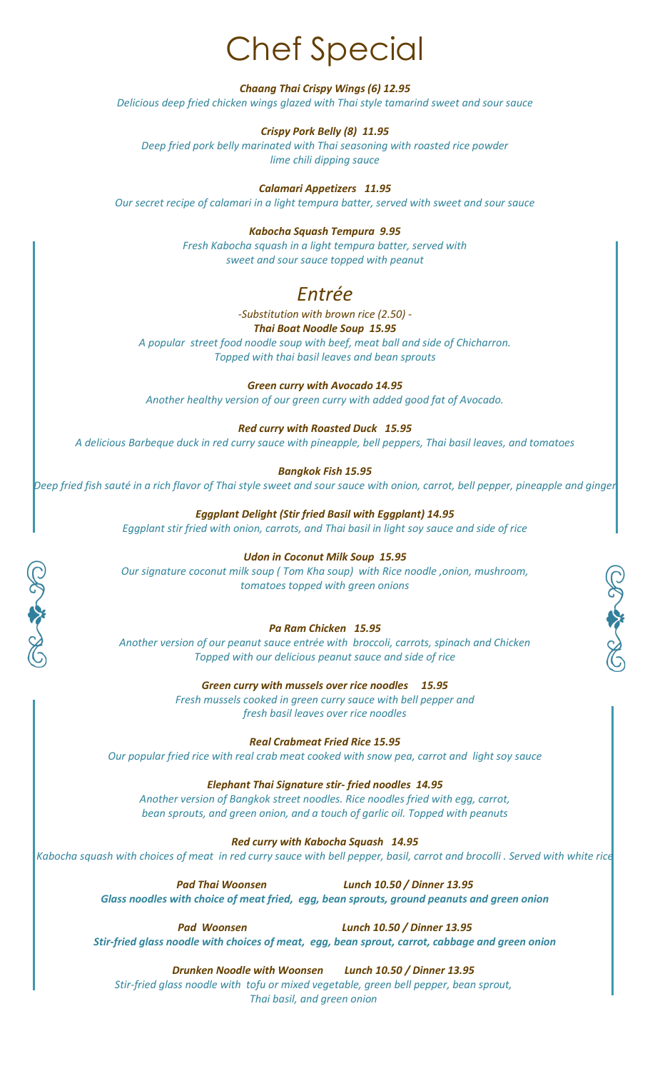# Chef Special

***Chaang Thai Crispy Wings (6) 12.95***

*Delicious deep fried chicken wings glazed with Thai style tamarind sweet and sour sauce*

***Crispy Pork Belly (8) 11.95***

*Deep fried pork belly marinated with Thai seasoning with roasted rice powder lime chili dipping sauce*

***Calamari Appetizers 11.95***

*Our secret recipe of calamari in a light tempura batter, served with sweet and sour sauce*

***Kabocha Squash Tempura 9.95***

*Fresh Kabocha squash in a light tempura batter, served with sweet and sour sauce topped with peanut*

## *Entrée*

*-Substitution with brown rice (2.50) -*

***Thai Boat Noodle Soup 15.95***

*A popular street food noodle soup with beef, meat ball and side of Chicharron. Topped with thai basil leaves and bean sprouts*

***Green curry with Avocado 14.95***

*Another healthy version of our green curry with added good fat of Avocado.*

***Red curry with Roasted Duck 15.95***

*A delicious Barbeque duck in red curry sauce with pineapple, bell peppers, Thai basil leaves, and tomatoes*

***Bangkok Fish 15.95***

*Deep fried fish sauté in a rich flavor of Thai style sweet and sour sauce with onion, carrot, bell pepper, pineapple and ginger*

***Eggplant Delight (Stir fried Basil with Eggplant) 14.95***

*Eggplant stir fried with onion, carrots, and Thai basil in light soy sauce and side of rice*

***Udon in Coconut Milk Soup 15.95***

*Our signature coconut milk soup ( Tom Kha soup) with Rice noodle ,onion, mushroom, tomatoes topped with green onions*

***Pa Ram Chicken 15.95***

*Another version of our peanut sauce entrée with broccoli, carrots, spinach and Chicken Topped with our delicious peanut sauce and side of rice*

***Green curry with mussels over rice noodles 15.95***

*Fresh mussels cooked in green curry sauce with bell pepper and fresh basil leaves over rice noodles*

***Real Crabmeat Fried Rice 15.95***

*Our popular fried rice with real crab meat cooked with snow pea, carrot and light soy sauce*

***Elephant Thai Signature stir- fried noodles 14.95***

*Another version of Bangkok street noodles. Rice noodles fried with egg, carrot, bean sprouts, and green onion, and a touch of garlic oil. Topped with peanuts*

***Red curry with Kabocha Squash 14.95***

*Kabocha squash with choices of meat in red curry sauce with bell pepper, basil, carrot and brocolli . Served with white rice*

***Pad Thai Woonsen Lunch 10.50 / Dinner 13.95***

***Glass noodles with choice of meat fried, egg, bean sprouts, ground peanuts and green onion***

***Pad Woonsen Lunch 10.50 / Dinner 13.95***

***Stir-fried glass noodle with choices of meat, egg, bean sprout, carrot, cabbage and green onion***

***Drunken Noodle with Woonsen Lunch 10.50 / Dinner 13.95***

*Stir-fried glass noodle with tofu or mixed vegetable, green bell pepper, bean sprout, Thai basil, and green onion*